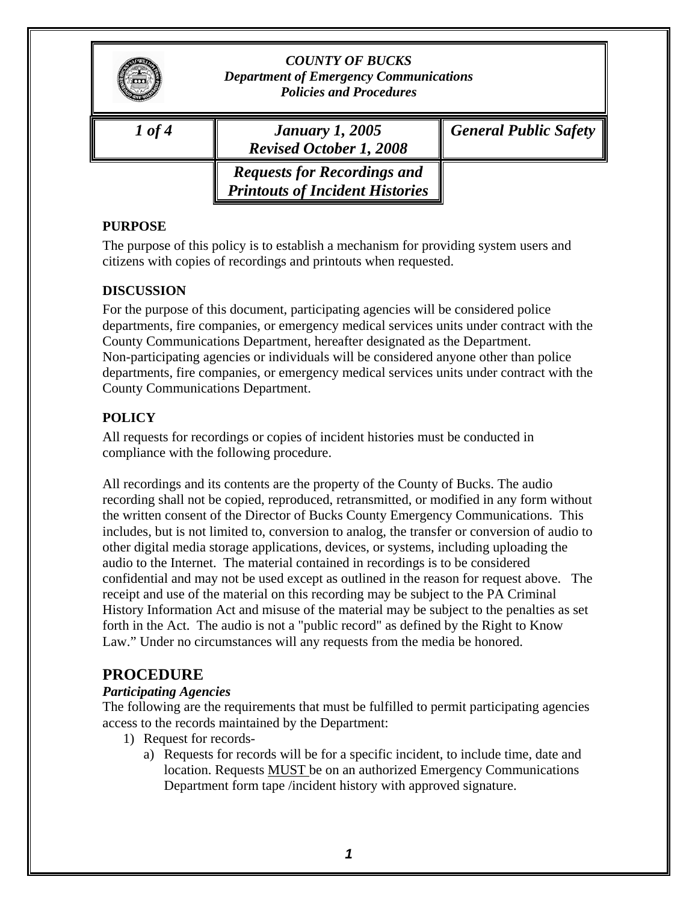*COUNTY OF BUCKS*
***Department of Emergency Communications***
***Policies and Procedures***

| 1 of 4 | January 1, 2005<br>Revised October 1, 2008 | General Public Safety |
|---|---|---|
| | **Requests for Recordings and Printouts of Incident Histories** | |

**PURPOSE**

The purpose of this policy is to establish a mechanism for providing system users and citizens with copies of recordings and printouts when requested.

**DISCUSSION**

For the purpose of this document, participating agencies will be considered police departments, fire companies, or emergency medical services units under contract with the County Communications Department, hereafter designated as the Department. Non-participating agencies or individuals will be considered anyone other than police departments, fire companies, or emergency medical services units under contract with the County Communications Department.

**POLICY**

All requests for recordings or copies of incident histories must be conducted in compliance with the following procedure.

All recordings and its contents are the property of the County of Bucks. The audio recording shall not be copied, reproduced, retransmitted, or modified in any form without the written consent of the Director of Bucks County Emergency Communications. This includes, but is not limited to, conversion to analog, the transfer or conversion of audio to other digital media storage applications, devices, or systems, including uploading the audio to the Internet. The material contained in recordings is to be considered confidential and may not be used except as outlined in the reason for request above. The receipt and use of the material on this recording may be subject to the PA Criminal History Information Act and misuse of the material may be subject to the penalties as set forth in the Act. The audio is not a "public record" as defined by the Right to Know Law." Under no circumstances will any requests from the media be honored.

## PROCEDURE

***Participating Agencies***

The following are the requirements that must be fulfilled to permit participating agencies access to the records maintained by the Department:

1) Request for records-
   a) Requests for records will be for a specific incident, to include time, date and location. Requests MUST be on an authorized Emergency Communications Department form tape /incident history with approved signature.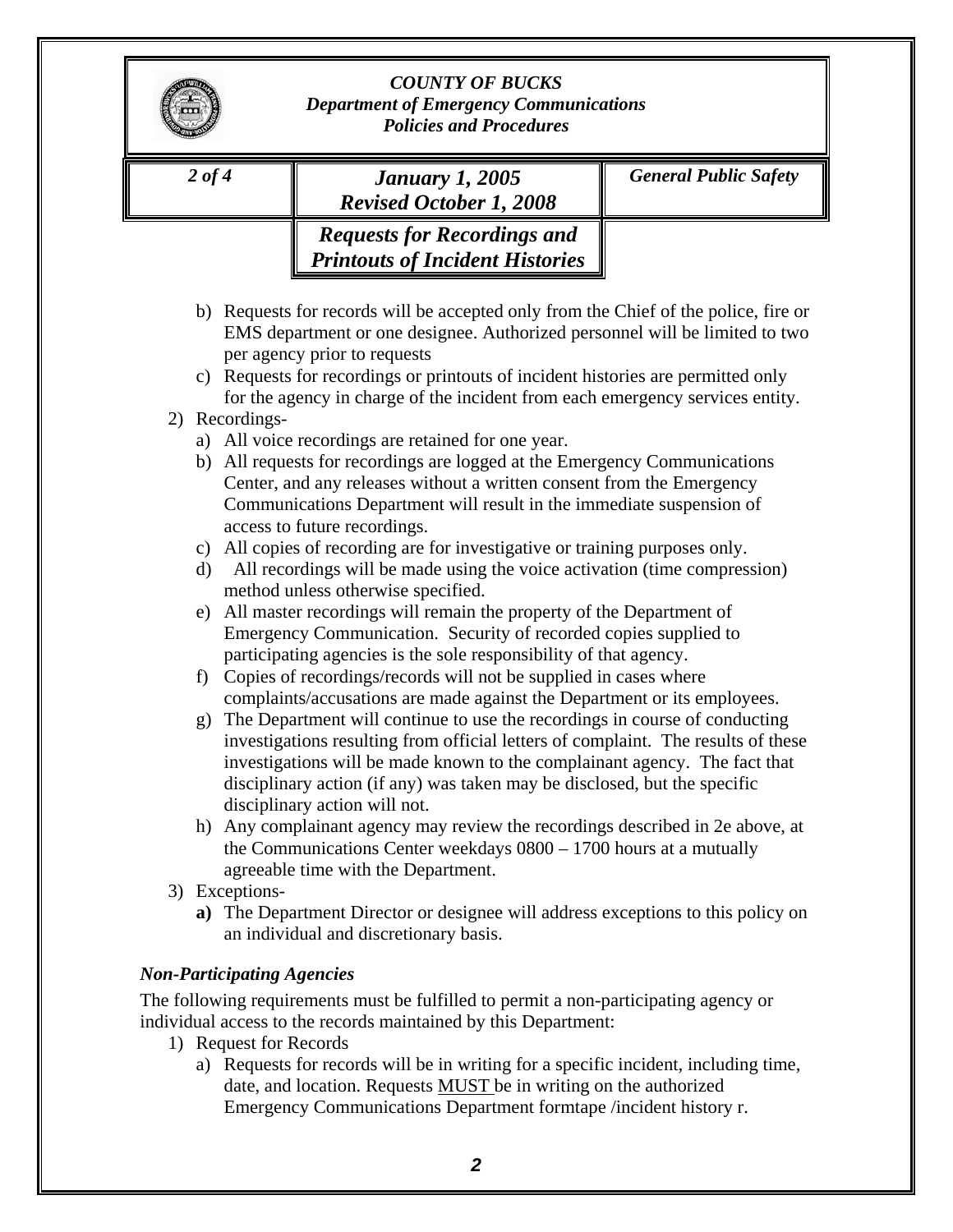b) Requests for records will be accepted only from the Chief of the police, fire or EMS department or one designee. Authorized personnel will be limited to two per agency prior to requests

c) Requests for recordings or printouts of incident histories are permitted only for the agency in charge of the incident from each emergency services entity.

2) Recordings-

   a) All voice recordings are retained for one year.

   b) All requests for recordings are logged at the Emergency Communications Center, and any releases without a written consent from the Emergency Communications Department will result in the immediate suspension of access to future recordings.

   c) All copies of recording are for investigative or training purposes only.

   d) All recordings will be made using the voice activation (time compression) method unless otherwise specified.

   e) All master recordings will remain the property of the Department of Emergency Communication. Security of recorded copies supplied to participating agencies is the sole responsibility of that agency.

   f) Copies of recordings/records will not be supplied in cases where complaints/accusations are made against the Department or its employees.

   g) The Department will continue to use the recordings in course of conducting investigations resulting from official letters of complaint. The results of these investigations will be made known to the complainant agency. The fact that disciplinary action (if any) was taken may be disclosed, but the specific disciplinary action will not.

   h) Any complainant agency may review the recordings described in 2e above, at the Communications Center weekdays 0800 – 1700 hours at a mutually agreeable time with the Department.

3) Exceptions-

   **a)** The Department Director or designee will address exceptions to this policy on an individual and discretionary basis.

### *Non-Participating Agencies*

The following requirements must be fulfilled to permit a non-participating agency or individual access to the records maintained by this Department:

1) Request for Records

   a) Requests for records will be in writing for a specific incident, including time, date, and location. Requests MUST be in writing on the authorized Emergency Communications Department formtape /incident history r.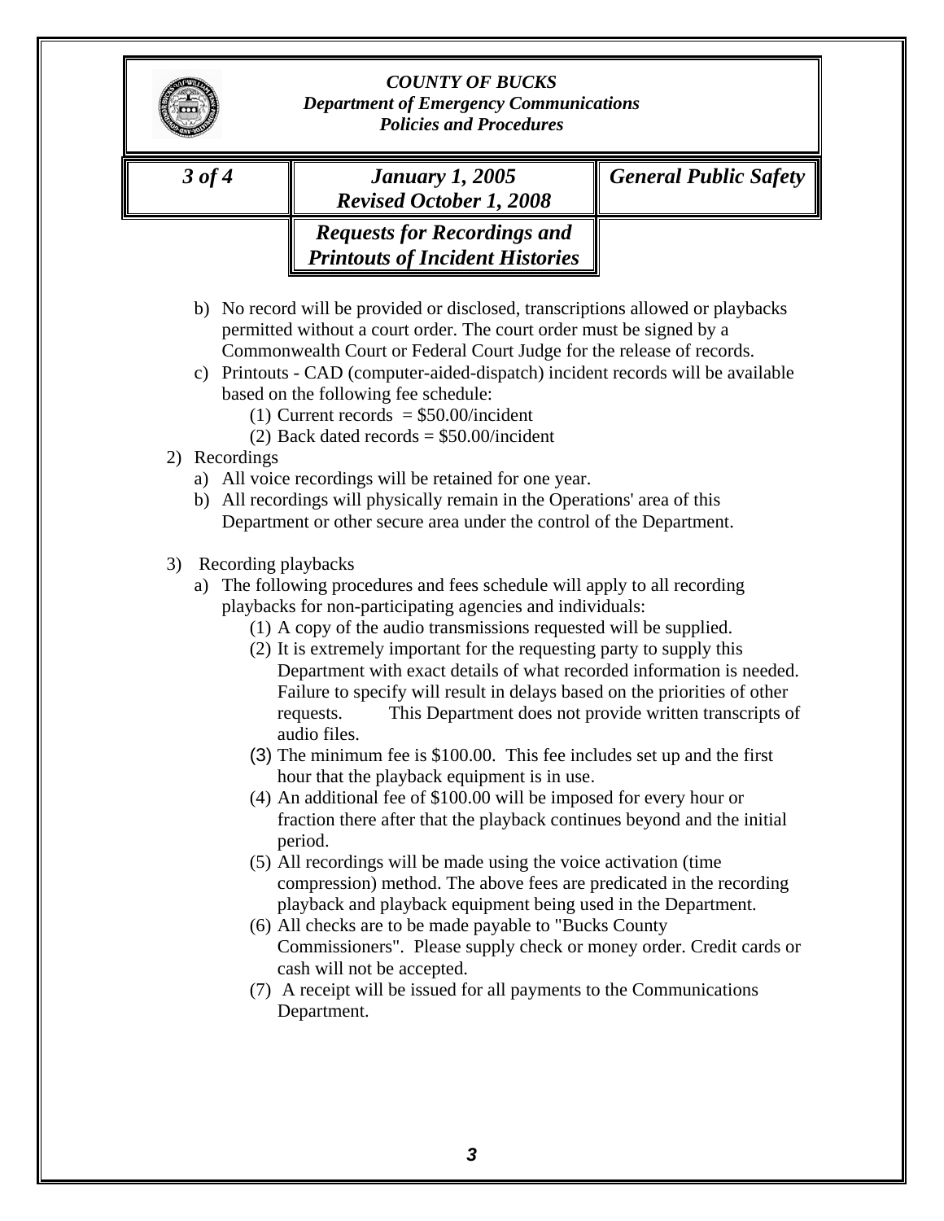b) No record will be provided or disclosed, transcriptions allowed or playbacks permitted without a court order. The court order must be signed by a Commonwealth Court or Federal Court Judge for the release of records.

c) Printouts - CAD (computer-aided-dispatch) incident records will be available based on the following fee schedule:
   - (1) Current records = $50.00/incident
   - (2) Back dated records = $50.00/incident

2) Recordings
   - a) All voice recordings will be retained for one year.
   - b) All recordings will physically remain in the Operations' area of this Department or other secure area under the control of the Department.

3) Recording playbacks
   - a) The following procedures and fees schedule will apply to all recording playbacks for non-participating agencies and individuals:
     - (1) A copy of the audio transmissions requested will be supplied.
     - (2) It is extremely important for the requesting party to supply this Department with exact details of what recorded information is needed. Failure to specify will result in delays based on the priorities of other requests. This Department does not provide written transcripts of audio files.
     - (3) The minimum fee is $100.00. This fee includes set up and the first hour that the playback equipment is in use.
     - (4) An additional fee of $100.00 will be imposed for every hour or fraction there after that the playback continues beyond and the initial period.
     - (5) All recordings will be made using the voice activation (time compression) method. The above fees are predicated in the recording playback and playback equipment being used in the Department.
     - (6) All checks are to be made payable to "Bucks County Commissioners". Please supply check or money order. Credit cards or cash will not be accepted.
     - (7) A receipt will be issued for all payments to the Communications Department.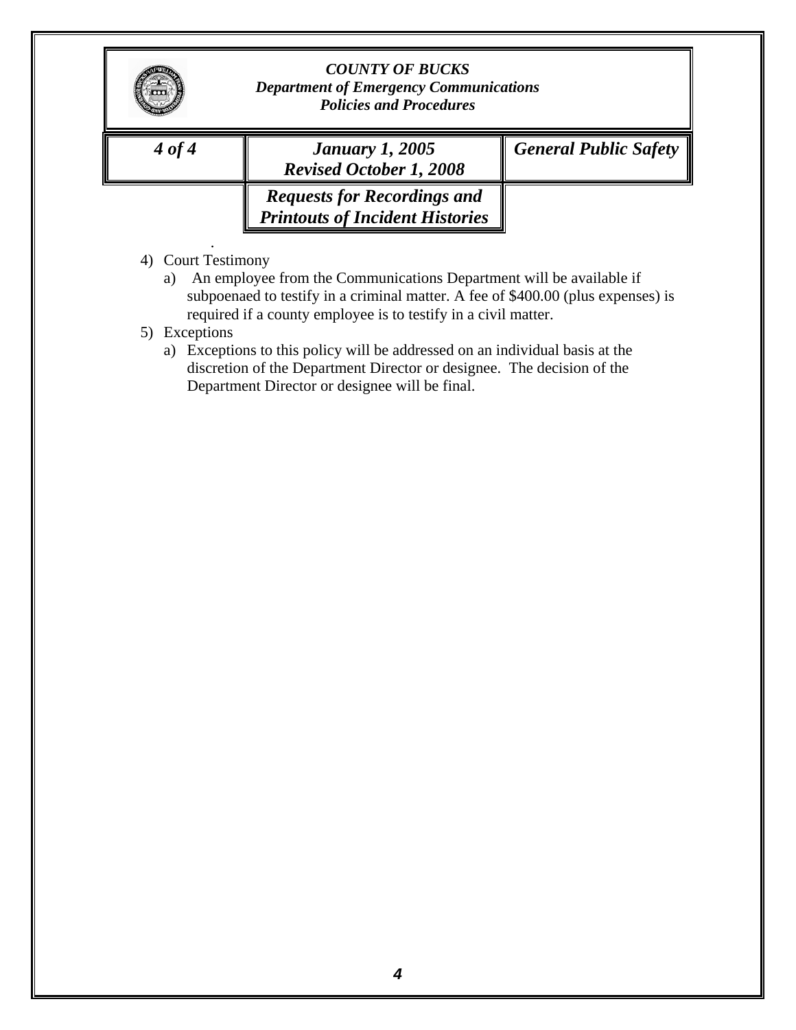4) Court Testimony
   a) An employee from the Communications Department will be available if subpoenaed to testify in a criminal matter. A fee of $400.00 (plus expenses) is required if a county employee is to testify in a civil matter.
5) Exceptions
   a) Exceptions to this policy will be addressed on an individual basis at the discretion of the Department Director or designee. The decision of the Department Director or designee will be final.